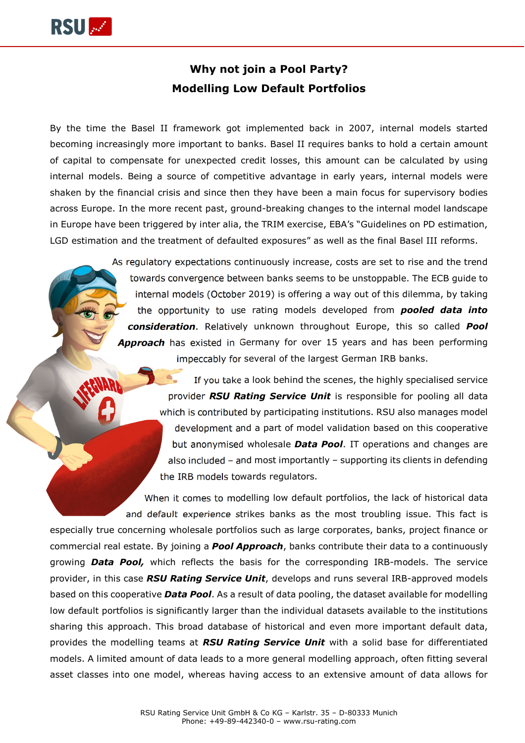# Why not join a Pool Party?
## Modelling Low Default Portfolios

By the time the Basel II framework got implemented back in 2007, internal models started becoming increasingly more important to banks. Basel II requires banks to hold a certain amount of capital to compensate for unexpected credit losses, this amount can be calculated by using internal models. Being a source of competitive advantage in early years, internal models were shaken by the financial crisis and since then they have been a main focus for supervisory bodies across Europe. In the more recent past, ground-breaking changes to the internal model landscape in Europe have been triggered by inter alia, the TRIM exercise, EBA's "Guidelines on PD estimation, LGD estimation and the treatment of defaulted exposures" as well as the final Basel III reforms.

As regulatory expectations continuously increase, costs are set to rise and the trend towards convergence between banks seems to be unstoppable. The ECB guide to internal models (October 2019) is offering a way out of this dilemma, by taking the opportunity to use rating models developed from ***pooled data into consideration***. Relatively unknown throughout Europe, this so called ***Pool Approach*** has existed in Germany for over 15 years and has been performing impeccably for several of the largest German IRB banks.

If you take a look behind the scenes, the highly specialised service provider ***RSU Rating Service Unit*** is responsible for pooling all data which is contributed by participating institutions. RSU also manages model development and a part of model validation based on this cooperative but anonymised wholesale ***Data Pool***. IT operations and changes are also included – and most importantly – supporting its clients in defending the IRB models towards regulators.

When it comes to modelling low default portfolios, the lack of historical data and default experience strikes banks as the most troubling issue. This fact is especially true concerning wholesale portfolios such as large corporates, banks, project finance or commercial real estate. By joining a ***Pool Approach***, banks contribute their data to a continuously growing ***Data Pool,*** which reflects the basis for the corresponding IRB-models. The service provider, in this case ***RSU Rating Service Unit***, develops and runs several IRB-approved models based on this cooperative ***Data Pool***. As a result of data pooling, the dataset available for modelling low default portfolios is significantly larger than the individual datasets available to the institutions sharing this approach. This broad database of historical and even more important default data, provides the modelling teams at ***RSU Rating Service Unit*** with a solid base for differentiated models. A limited amount of data leads to a more general modelling approach, often fitting several asset classes into one model, whereas having access to an extensive amount of data allows for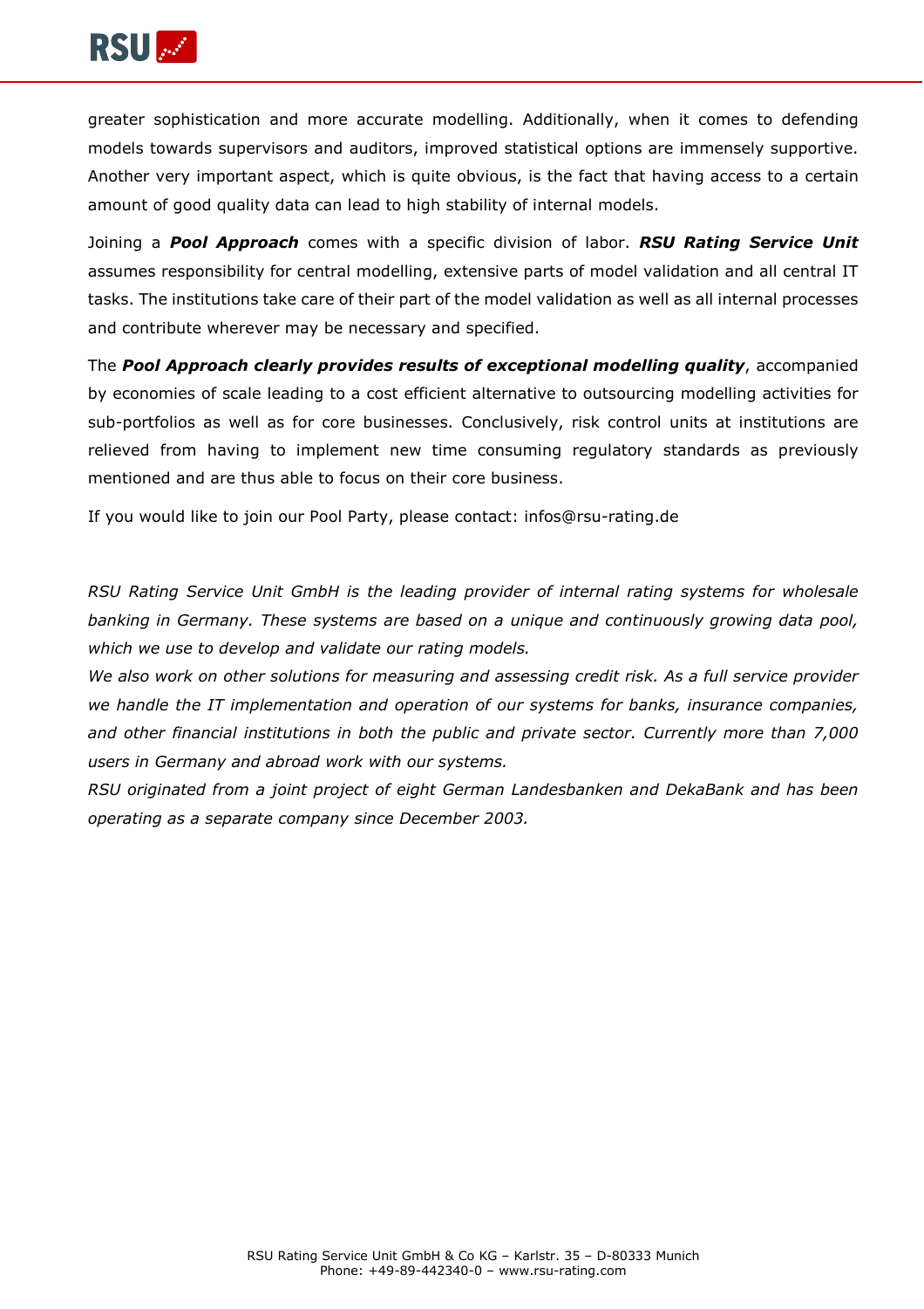greater sophistication and more accurate modelling. Additionally, when it comes to defending models towards supervisors and auditors, improved statistical options are immensely supportive. Another very important aspect, which is quite obvious, is the fact that having access to a certain amount of good quality data can lead to high stability of internal models.

Joining a ***Pool Approach*** comes with a specific division of labor. ***RSU Rating Service Unit*** assumes responsibility for central modelling, extensive parts of model validation and all central IT tasks. The institutions take care of their part of the model validation as well as all internal processes and contribute wherever may be necessary and specified.

The ***Pool Approach clearly provides results of exceptional modelling quality***, accompanied by economies of scale leading to a cost efficient alternative to outsourcing modelling activities for sub-portfolios as well as for core businesses. Conclusively, risk control units at institutions are relieved from having to implement new time consuming regulatory standards as previously mentioned and are thus able to focus on their core business.

If you would like to join our Pool Party, please contact: infos@rsu-rating.de

*RSU Rating Service Unit GmbH is the leading provider of internal rating systems for wholesale banking in Germany. These systems are based on a unique and continuously growing data pool, which we use to develop and validate our rating models.*
*We also work on other solutions for measuring and assessing credit risk. As a full service provider we handle the IT implementation and operation of our systems for banks, insurance companies, and other financial institutions in both the public and private sector. Currently more than 7,000 users in Germany and abroad work with our systems.*
*RSU originated from a joint project of eight German Landesbanken and DekaBank and has been operating as a separate company since December 2003.*